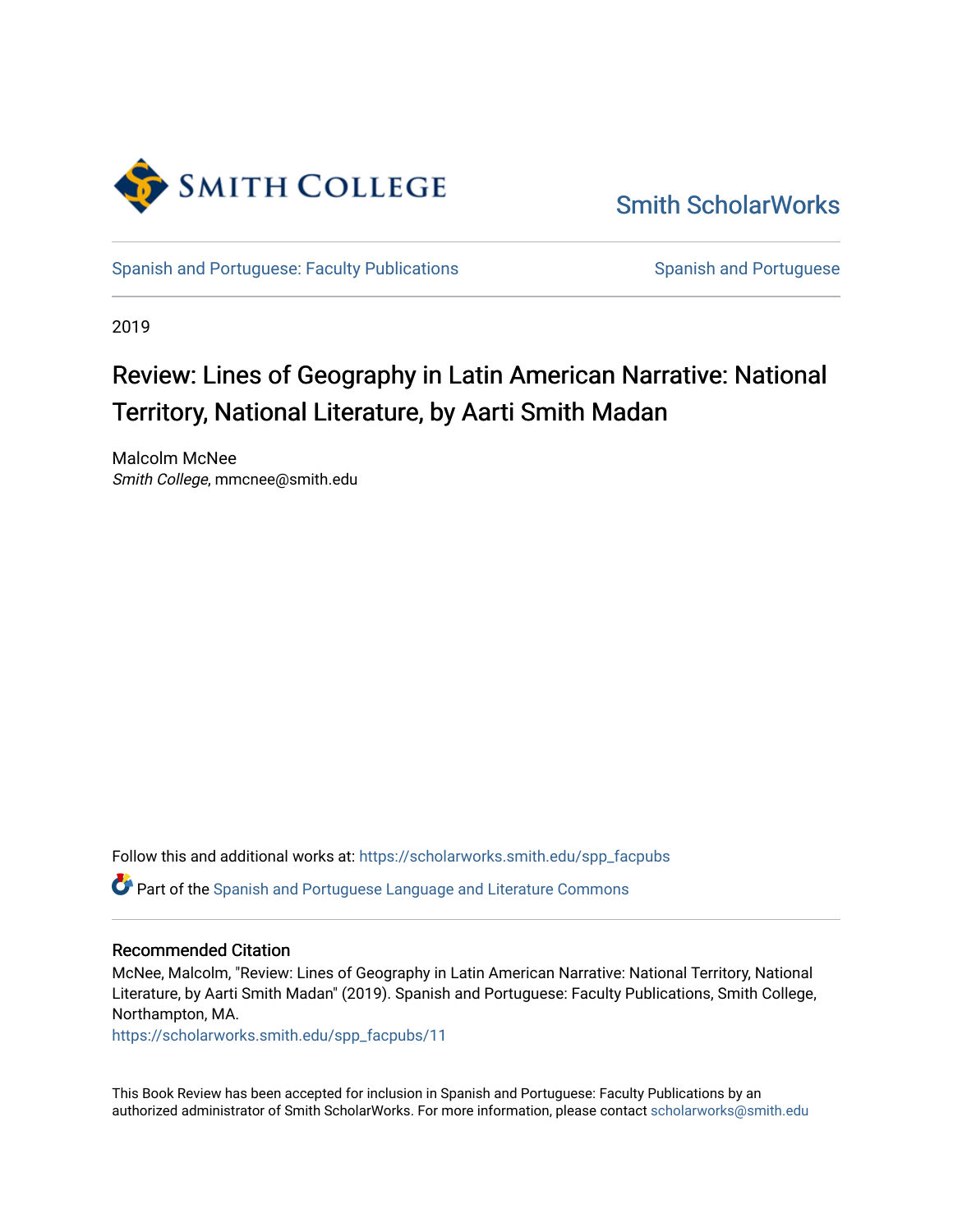Smith College

Smith ScholarWorks

Spanish and Portuguese: Faculty Publications

Spanish and Portuguese

2019

# Review: Lines of Geography in Latin American Narrative: National Territory, National Literature, by Aarti Smith Madan

Malcolm McNee
*Smith College*, mmcnee@smith.edu

Follow this and additional works at: https://scholarworks.smith.edu/spp_facpubs

Part of the Spanish and Portuguese Language and Literature Commons

## Recommended Citation

McNee, Malcolm, "Review: Lines of Geography in Latin American Narrative: National Territory, National Literature, by Aarti Smith Madan" (2019). Spanish and Portuguese: Faculty Publications, Smith College, Northampton, MA.
https://scholarworks.smith.edu/spp_facpubs/11

This Book Review has been accepted for inclusion in Spanish and Portuguese: Faculty Publications by an authorized administrator of Smith ScholarWorks. For more information, please contact scholarworks@smith.edu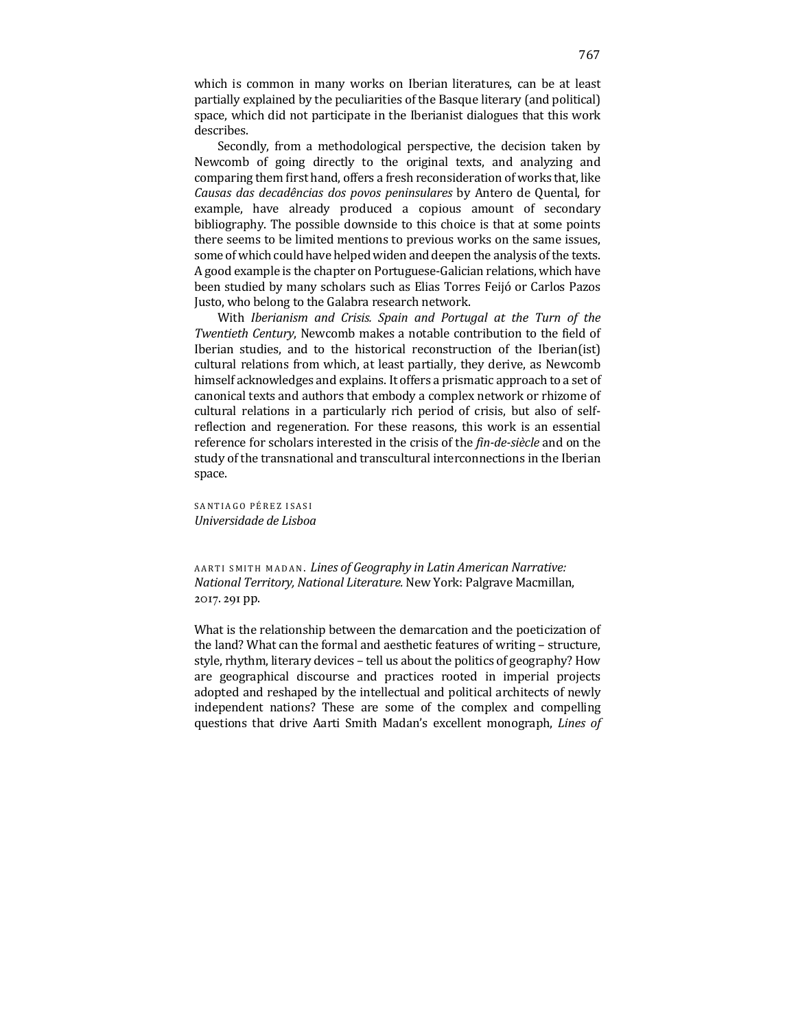which is common in many works on Iberian literatures, can be at least partially explained by the peculiarities of the Basque literary (and political) space, which did not participate in the Iberianist dialogues that this work describes.

Secondly, from a methodological perspective, the decision taken by Newcomb of going directly to the original texts, and analyzing and comparing them first hand, offers a fresh reconsideration of works that, like *Causas das decadências dos povos peninsulares* by Antero de Quental, for example, have already produced a copious amount of secondary bibliography. The possible downside to this choice is that at some points there seems to be limited mentions to previous works on the same issues, some of which could have helped widen and deepen the analysis of the texts. A good example is the chapter on Portuguese-Galician relations, which have been studied by many scholars such as Elias Torres Feijó or Carlos Pazos Justo, who belong to the Galabra research network.

With *Iberianism and Crisis. Spain and Portugal at the Turn of the Twentieth Century*, Newcomb makes a notable contribution to the field of Iberian studies, and to the historical reconstruction of the Iberian(ist) cultural relations from which, at least partially, they derive, as Newcomb himself acknowledges and explains. It offers a prismatic approach to a set of canonical texts and authors that embody a complex network or rhizome of cultural relations in a particularly rich period of crisis, but also of self-reflection and regeneration. For these reasons, this work is an essential reference for scholars interested in the crisis of the *fin-de-siècle* and on the study of the transnational and transcultural interconnections in the Iberian space.

SANTIAGO PÉREZ ISASI
*Universidade de Lisboa*

AARTI SMITH MADAN. *Lines of Geography in Latin American Narrative: National Territory, National Literature.* New York: Palgrave Macmillan, 2017. 291 pp.

What is the relationship between the demarcation and the poeticization of the land? What can the formal and aesthetic features of writing – structure, style, rhythm, literary devices – tell us about the politics of geography? How are geographical discourse and practices rooted in imperial projects adopted and reshaped by the intellectual and political architects of newly independent nations? These are some of the complex and compelling questions that drive Aarti Smith Madan's excellent monograph, *Lines of*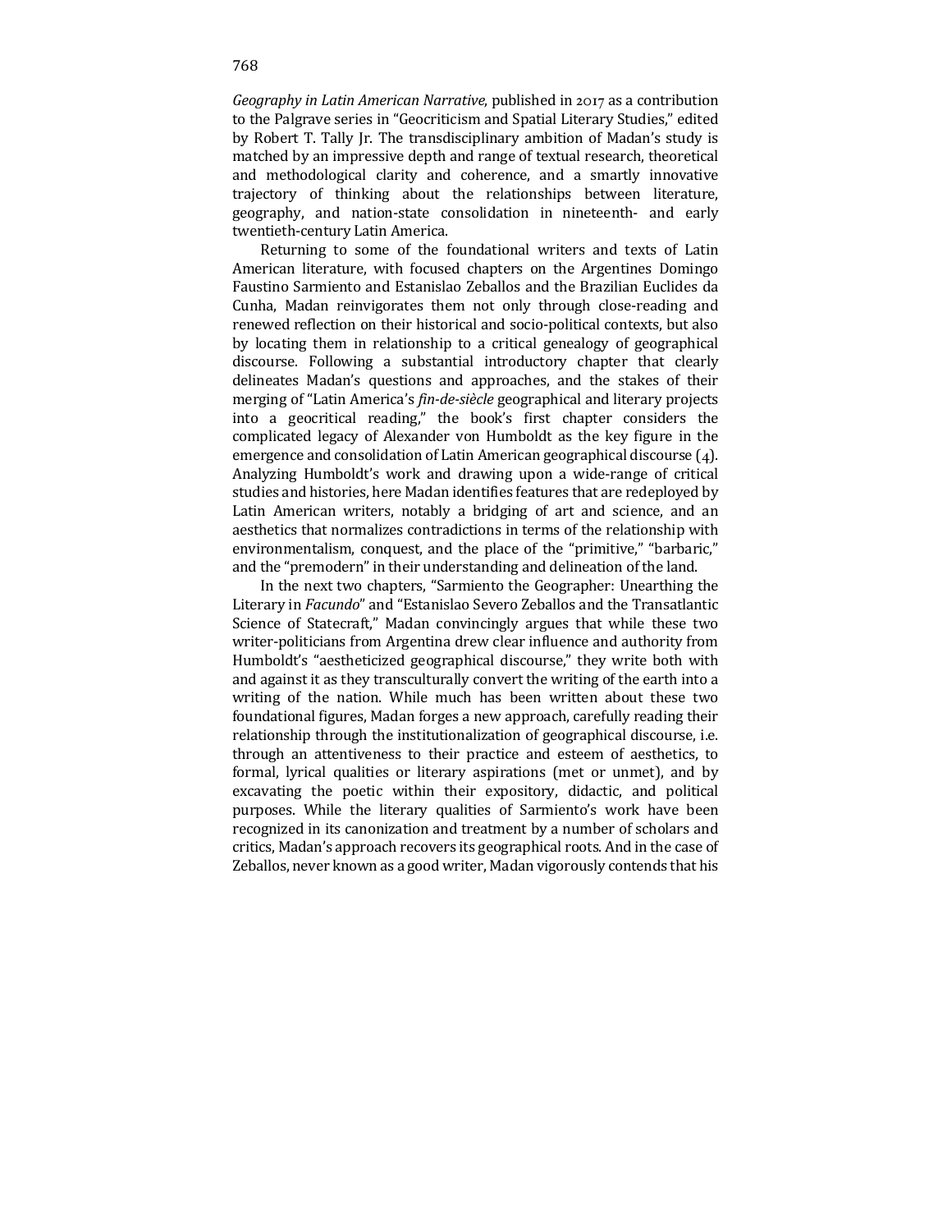*Geography in Latin American Narrative*, published in 2017 as a contribution to the Palgrave series in "Geocriticism and Spatial Literary Studies," edited by Robert T. Tally Jr. The transdisciplinary ambition of Madan's study is matched by an impressive depth and range of textual research, theoretical and methodological clarity and coherence, and a smartly innovative trajectory of thinking about the relationships between literature, geography, and nation-state consolidation in nineteenth- and early twentieth-century Latin America.

Returning to some of the foundational writers and texts of Latin American literature, with focused chapters on the Argentines Domingo Faustino Sarmiento and Estanislao Zeballos and the Brazilian Euclides da Cunha, Madan reinvigorates them not only through close-reading and renewed reflection on their historical and socio-political contexts, but also by locating them in relationship to a critical genealogy of geographical discourse. Following a substantial introductory chapter that clearly delineates Madan's questions and approaches, and the stakes of their merging of "Latin America's *fin-de-siècle* geographical and literary projects into a geocritical reading," the book's first chapter considers the complicated legacy of Alexander von Humboldt as the key figure in the emergence and consolidation of Latin American geographical discourse (4). Analyzing Humboldt's work and drawing upon a wide-range of critical studies and histories, here Madan identifies features that are redeployed by Latin American writers, notably a bridging of art and science, and an aesthetics that normalizes contradictions in terms of the relationship with environmentalism, conquest, and the place of the "primitive," "barbaric," and the "premodern" in their understanding and delineation of the land.

In the next two chapters, "Sarmiento the Geographer: Unearthing the Literary in *Facundo*" and "Estanislao Severo Zeballos and the Transatlantic Science of Statecraft," Madan convincingly argues that while these two writer-politicians from Argentina drew clear influence and authority from Humboldt's "aestheticized geographical discourse," they write both with and against it as they transculturally convert the writing of the earth into a writing of the nation. While much has been written about these two foundational figures, Madan forges a new approach, carefully reading their relationship through the institutionalization of geographical discourse, i.e. through an attentiveness to their practice and esteem of aesthetics, to formal, lyrical qualities or literary aspirations (met or unmet), and by excavating the poetic within their expository, didactic, and political purposes. While the literary qualities of Sarmiento's work have been recognized in its canonization and treatment by a number of scholars and critics, Madan's approach recovers its geographical roots. And in the case of Zeballos, never known as a good writer, Madan vigorously contends that his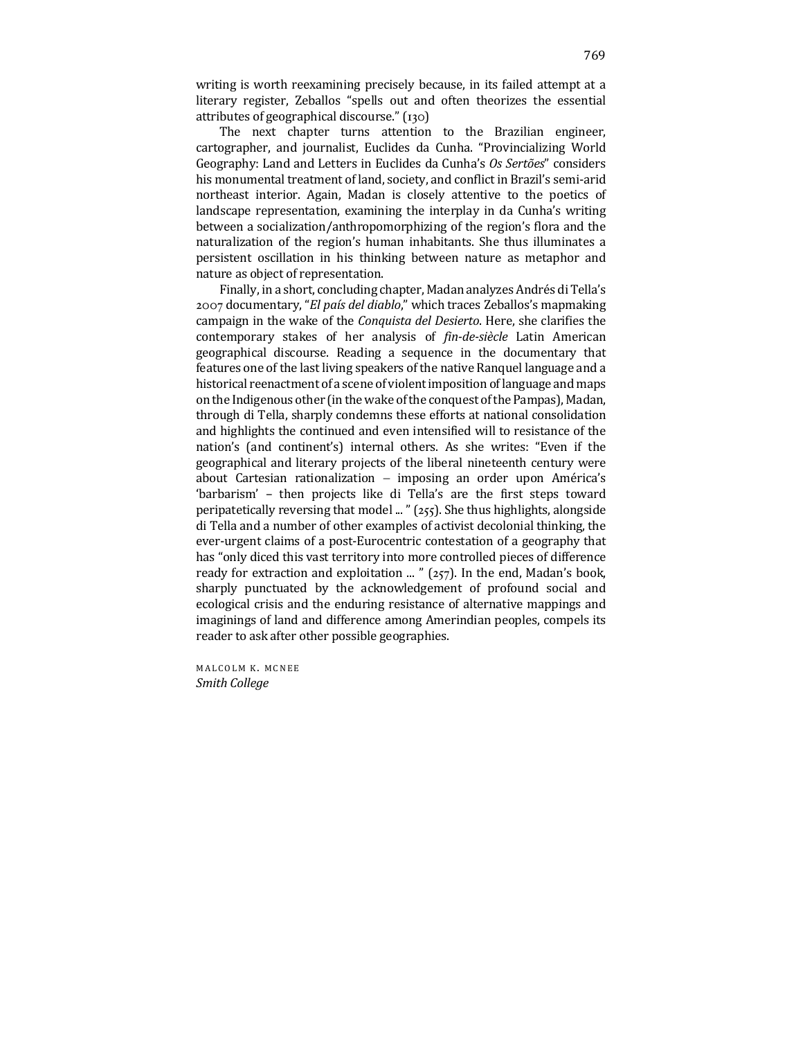writing is worth reexamining precisely because, in its failed attempt at a literary register, Zeballos "spells out and often theorizes the essential attributes of geographical discourse." (130)

The next chapter turns attention to the Brazilian engineer, cartographer, and journalist, Euclides da Cunha. "Provincializing World Geography: Land and Letters in Euclides da Cunha's *Os Sertões*" considers his monumental treatment of land, society, and conflict in Brazil's semi-arid northeast interior. Again, Madan is closely attentive to the poetics of landscape representation, examining the interplay in da Cunha's writing between a socialization/anthropomorphizing of the region's flora and the naturalization of the region's human inhabitants. She thus illuminates a persistent oscillation in his thinking between nature as metaphor and nature as object of representation.

Finally, in a short, concluding chapter, Madan analyzes Andrés di Tella's 2007 documentary, "*El país del diablo*," which traces Zeballos's mapmaking campaign in the wake of the *Conquista del Desierto*. Here, she clarifies the contemporary stakes of her analysis of *fin-de-siècle* Latin American geographical discourse. Reading a sequence in the documentary that features one of the last living speakers of the native Ranquel language and a historical reenactment of a scene of violent imposition of language and maps on the Indigenous other (in the wake of the conquest of the Pampas), Madan, through di Tella, sharply condemns these efforts at national consolidation and highlights the continued and even intensified will to resistance of the nation's (and continent's) internal others. As she writes: "Even if the geographical and literary projects of the liberal nineteenth century were about Cartesian rationalization – imposing an order upon América's 'barbarism' – then projects like di Tella's are the first steps toward peripatetically reversing that model ... " (255). She thus highlights, alongside di Tella and a number of other examples of activist decolonial thinking, the ever-urgent claims of a post-Eurocentric contestation of a geography that has "only diced this vast territory into more controlled pieces of difference ready for extraction and exploitation ... " (257). In the end, Madan's book, sharply punctuated by the acknowledgement of profound social and ecological crisis and the enduring resistance of alternative mappings and imaginings of land and difference among Amerindian peoples, compels its reader to ask after other possible geographies.

MALCOLM K. MCNEE
*Smith College*